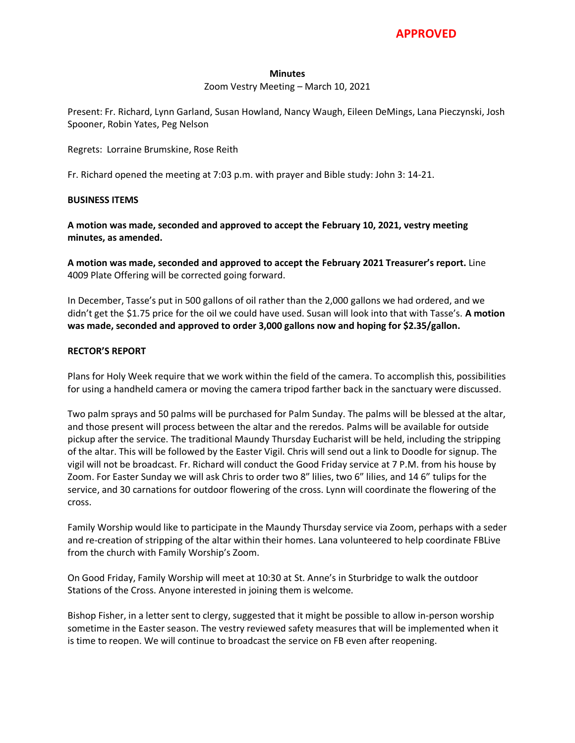**APPROVED**

**Minutes**

Zoom Vestry Meeting – March 10, 2021

Present: Fr. Richard, Lynn Garland, Susan Howland, Nancy Waugh, Eileen DeMings, Lana Pieczynski, Josh Spooner, Robin Yates, Peg Nelson

Regrets: Lorraine Brumskine, Rose Reith

Fr. Richard opened the meeting at 7:03 p.m. with prayer and Bible study: John 3: 14-21.

**BUSINESS ITEMS**

**A motion was made, seconded and approved to accept the February 10, 2021, vestry meeting minutes, as amended.**

**A motion was made, seconded and approved to accept the February 2021 Treasurer's report.** Line 4009 Plate Offering will be corrected going forward.

In December, Tasse's put in 500 gallons of oil rather than the 2,000 gallons we had ordered, and we didn't get the $1.75 price for the oil we could have used. Susan will look into that with Tasse's. **A motion was made, seconded and approved to order 3,000 gallons now and hoping for $2.35/gallon.**

**RECTOR'S REPORT**

Plans for Holy Week require that we work within the field of the camera. To accomplish this, possibilities for using a handheld camera or moving the camera tripod farther back in the sanctuary were discussed.

Two palm sprays and 50 palms will be purchased for Palm Sunday. The palms will be blessed at the altar, and those present will process between the altar and the reredos. Palms will be available for outside pickup after the service. The traditional Maundy Thursday Eucharist will be held, including the stripping of the altar. This will be followed by the Easter Vigil. Chris will send out a link to Doodle for signup. The vigil will not be broadcast. Fr. Richard will conduct the Good Friday service at 7 P.M. from his house by Zoom. For Easter Sunday we will ask Chris to order two 8" lilies, two 6" lilies, and 14 6" tulips for the service, and 30 carnations for outdoor flowering of the cross. Lynn will coordinate the flowering of the cross.

Family Worship would like to participate in the Maundy Thursday service via Zoom, perhaps with a seder and re-creation of stripping of the altar within their homes. Lana volunteered to help coordinate FBLive from the church with Family Worship's Zoom.

On Good Friday, Family Worship will meet at 10:30 at St. Anne's in Sturbridge to walk the outdoor Stations of the Cross. Anyone interested in joining them is welcome.

Bishop Fisher, in a letter sent to clergy, suggested that it might be possible to allow in-person worship sometime in the Easter season. The vestry reviewed safety measures that will be implemented when it is time to reopen. We will continue to broadcast the service on FB even after reopening.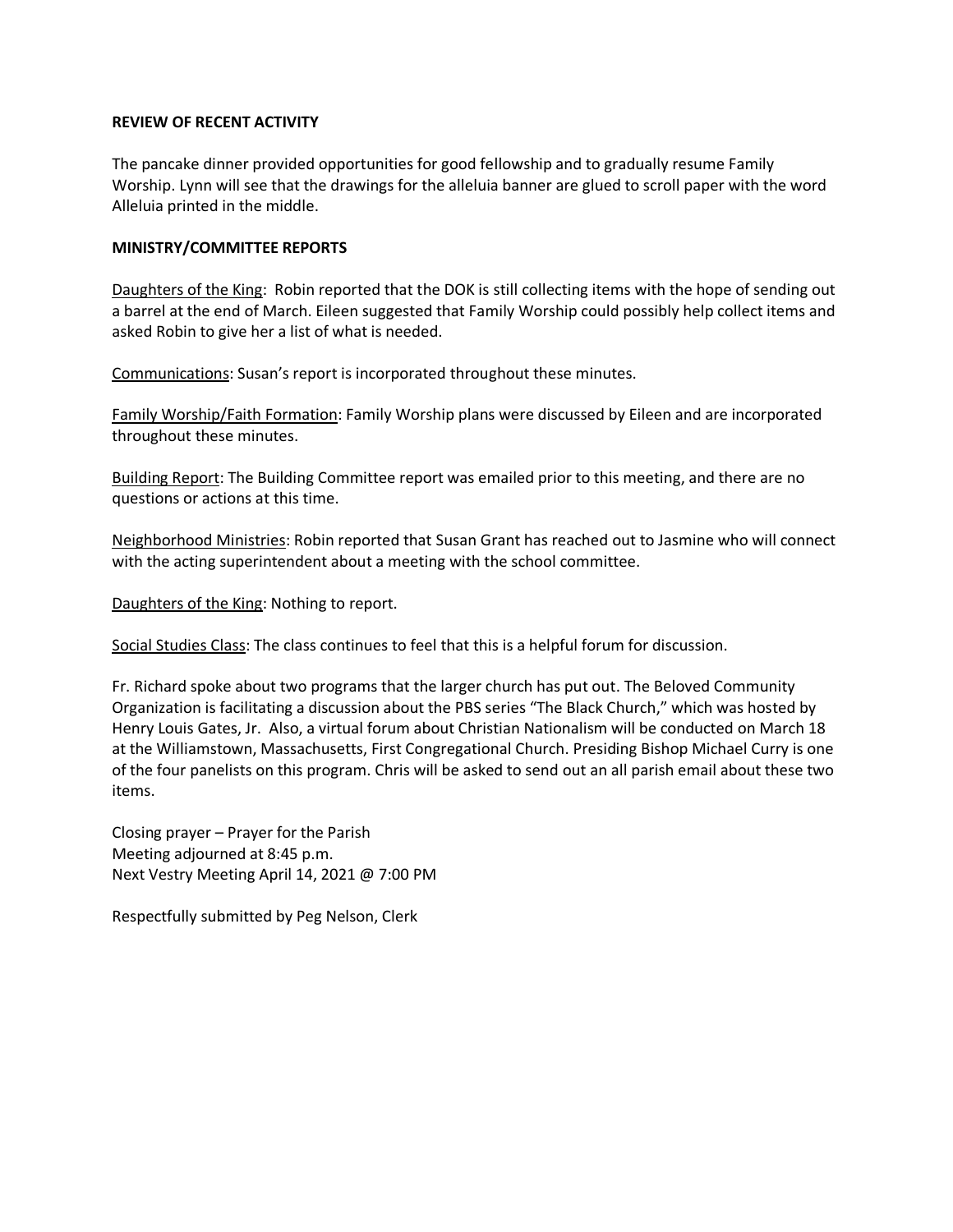**REVIEW OF RECENT ACTIVITY**

The pancake dinner provided opportunities for good fellowship and to gradually resume Family Worship. Lynn will see that the drawings for the alleluia banner are glued to scroll paper with the word Alleluia printed in the middle.

**MINISTRY/COMMITTEE REPORTS**

<u>Daughters of the King</u>: Robin reported that the DOK is still collecting items with the hope of sending out a barrel at the end of March. Eileen suggested that Family Worship could possibly help collect items and asked Robin to give her a list of what is needed.

<u>Communications</u>: Susan's report is incorporated throughout these minutes.

<u>Family Worship/Faith Formation</u>: Family Worship plans were discussed by Eileen and are incorporated throughout these minutes.

<u>Building Report</u>: The Building Committee report was emailed prior to this meeting, and there are no questions or actions at this time.

<u>Neighborhood Ministries</u>: Robin reported that Susan Grant has reached out to Jasmine who will connect with the acting superintendent about a meeting with the school committee.

<u>Daughters of the King</u>: Nothing to report.

<u>Social Studies Class</u>: The class continues to feel that this is a helpful forum for discussion.

Fr. Richard spoke about two programs that the larger church has put out. The Beloved Community Organization is facilitating a discussion about the PBS series "The Black Church," which was hosted by Henry Louis Gates, Jr. Also, a virtual forum about Christian Nationalism will be conducted on March 18 at the Williamstown, Massachusetts, First Congregational Church. Presiding Bishop Michael Curry is one of the four panelists on this program. Chris will be asked to send out an all parish email about these two items.

Closing prayer – Prayer for the Parish
Meeting adjourned at 8:45 p.m.
Next Vestry Meeting April 14, 2021 @ 7:00 PM

Respectfully submitted by Peg Nelson, Clerk